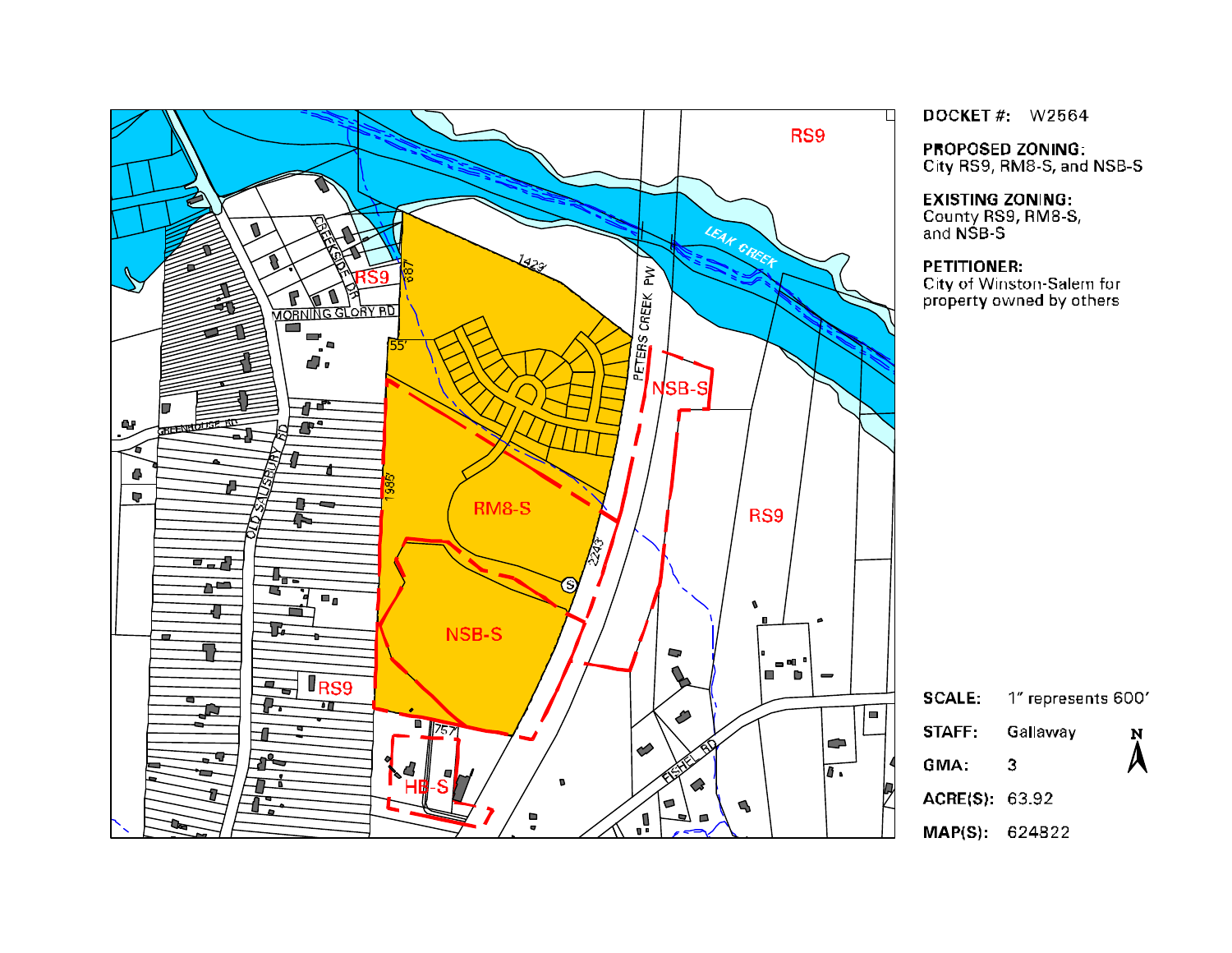DOCKET #: W2564

PROPOSED ZONING:
City RS9, RM8-S, and NSB-S

EXISTING ZONING:
County RS9, RM8-S, and NSB-S

PETITIONER:
City of Winston-Salem for property owned by others

| | |
|---|---|
| SCALE: | 1" represents 600' |
| STAFF: | Gallaway |
| GMA: | 3 |
| ACRE(S): | 63.92 |
| MAP(S): | 624822 |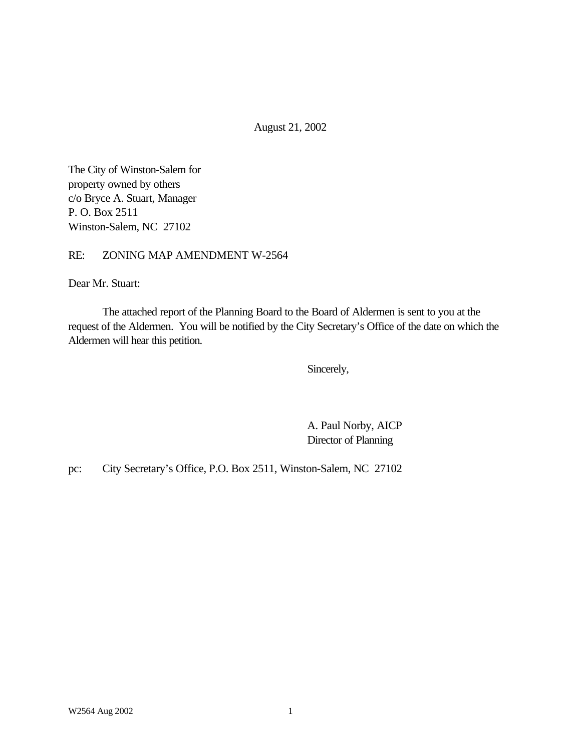August 21, 2002

The City of Winston-Salem for
property owned by others
c/o Bryce A. Stuart, Manager
P. O. Box 2511
Winston-Salem, NC 27102

RE: ZONING MAP AMENDMENT W-2564

Dear Mr. Stuart:

The attached report of the Planning Board to the Board of Aldermen is sent to you at the request of the Aldermen. You will be notified by the City Secretary's Office of the date on which the Aldermen will hear this petition.

Sincerely,

A. Paul Norby, AICP
Director of Planning

pc: City Secretary's Office, P.O. Box 2511, Winston-Salem, NC 27102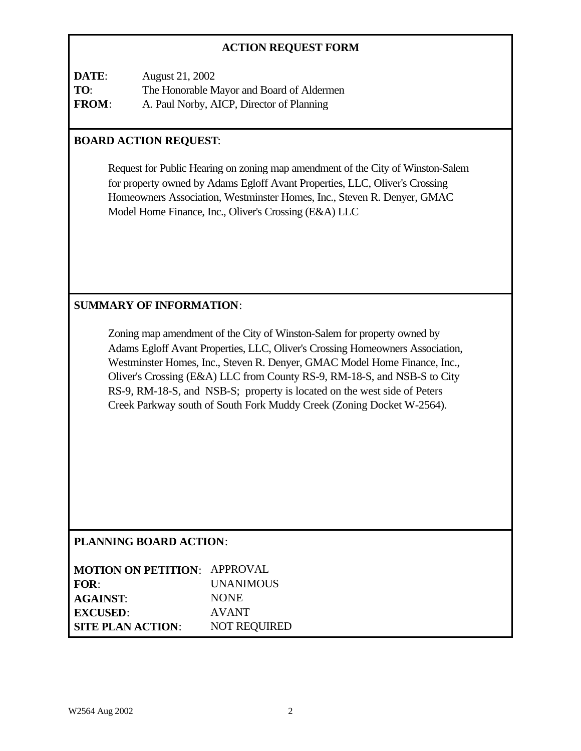## ACTION REQUEST FORM

**DATE**: August 21, 2002
**TO**: The Honorable Mayor and Board of Aldermen
**FROM**: A. Paul Norby, AICP, Director of Planning

**BOARD ACTION REQUEST**:

Request for Public Hearing on zoning map amendment of the City of Winston-Salem for property owned by Adams Egloff Avant Properties, LLC, Oliver's Crossing Homeowners Association, Westminster Homes, Inc., Steven R. Denyer, GMAC Model Home Finance, Inc., Oliver's Crossing (E&A) LLC

**SUMMARY OF INFORMATION**:

Zoning map amendment of the City of Winston-Salem for property owned by Adams Egloff Avant Properties, LLC, Oliver's Crossing Homeowners Association, Westminster Homes, Inc., Steven R. Denyer, GMAC Model Home Finance, Inc., Oliver's Crossing (E&A) LLC from County RS-9, RM-18-S, and NSB-S to City RS-9, RM-18-S, and NSB-S; property is located on the west side of Peters Creek Parkway south of South Fork Muddy Creek (Zoning Docket W-2564).

**PLANNING BOARD ACTION**:

**MOTION ON PETITION**: APPROVAL
**FOR**: UNANIMOUS
**AGAINST**: NONE
**EXCUSED**: AVANT
**SITE PLAN ACTION**: NOT REQUIRED

W2564 Aug 2002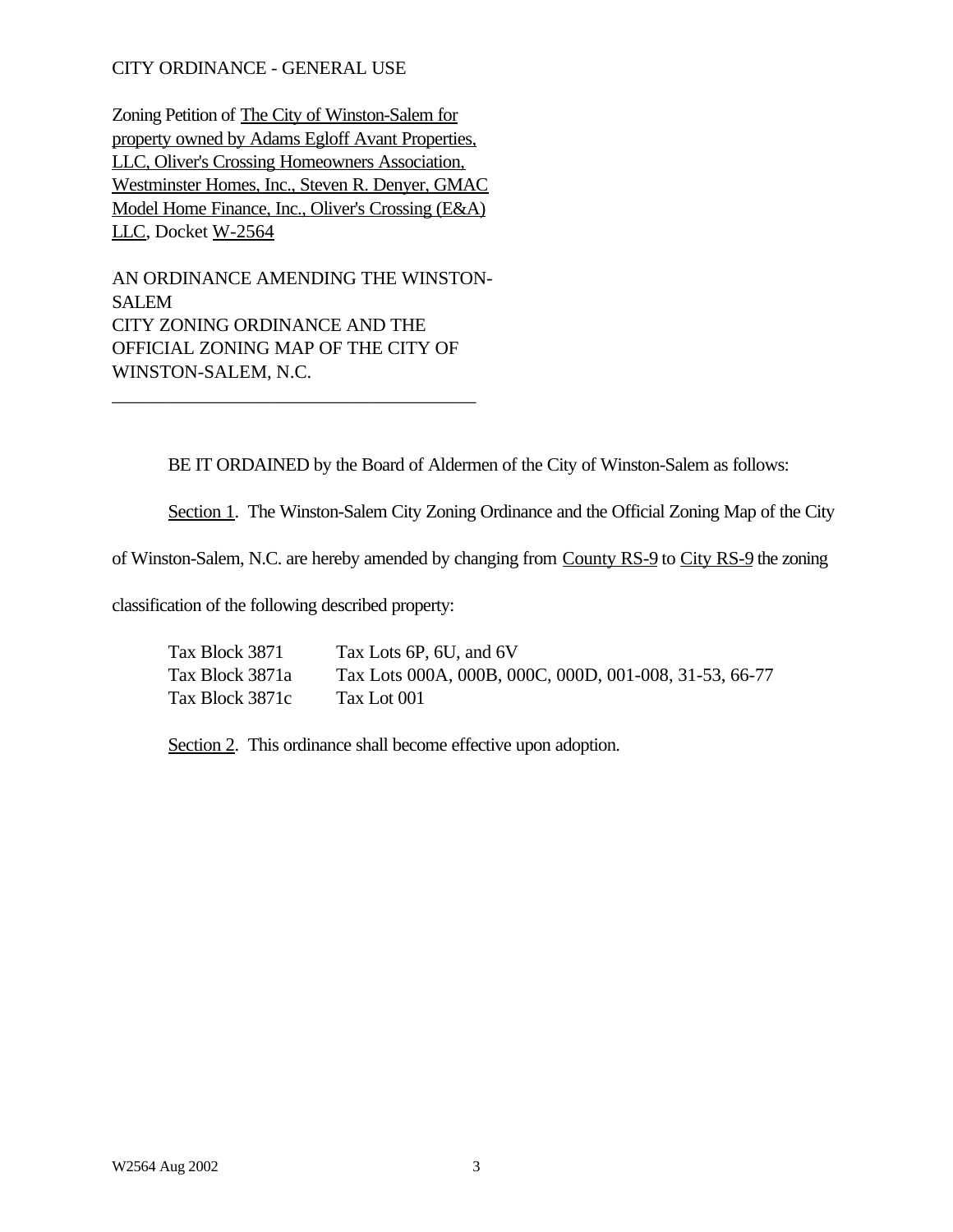CITY ORDINANCE - GENERAL USE

Zoning Petition of The City of Winston-Salem for property owned by Adams Egloff Avant Properties, LLC, Oliver's Crossing Homeowners Association, Westminster Homes, Inc., Steven R. Denyer, GMAC Model Home Finance, Inc., Oliver's Crossing (E&A) LLC, Docket W-2564

AN ORDINANCE AMENDING THE WINSTON-SALEM CITY ZONING ORDINANCE AND THE OFFICIAL ZONING MAP OF THE CITY OF WINSTON-SALEM, N.C.

---

BE IT ORDAINED by the Board of Aldermen of the City of Winston-Salem as follows:

Section 1. The Winston-Salem City Zoning Ordinance and the Official Zoning Map of the City of Winston-Salem, N.C. are hereby amended by changing from County RS-9 to City RS-9 the zoning classification of the following described property:

| | |
|---|---|
| Tax Block 3871 | Tax Lots 6P, 6U, and 6V |
| Tax Block 3871a | Tax Lots 000A, 000B, 000C, 000D, 001-008, 31-53, 66-77 |
| Tax Block 3871c | Tax Lot 001 |

Section 2. This ordinance shall become effective upon adoption.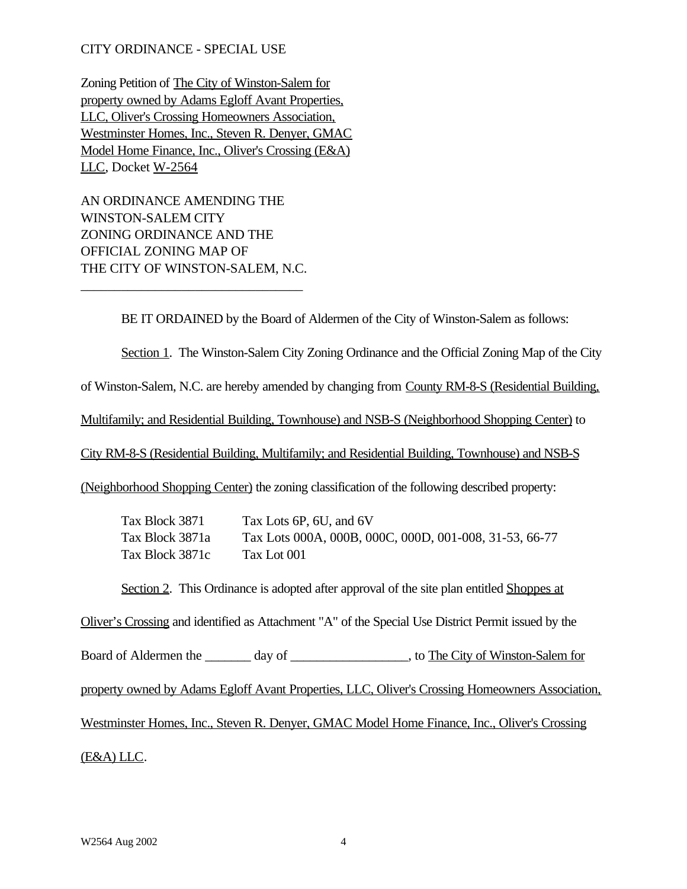CITY ORDINANCE - SPECIAL USE

Zoning Petition of The City of Winston-Salem for property owned by Adams Egloff Avant Properties, LLC, Oliver's Crossing Homeowners Association, Westminster Homes, Inc., Steven R. Denyer, GMAC Model Home Finance, Inc., Oliver's Crossing (E&A) LLC, Docket W-2564

AN ORDINANCE AMENDING THE WINSTON-SALEM CITY ZONING ORDINANCE AND THE OFFICIAL ZONING MAP OF THE CITY OF WINSTON-SALEM, N.C.

---

BE IT ORDAINED by the Board of Aldermen of the City of Winston-Salem as follows:

Section 1. The Winston-Salem City Zoning Ordinance and the Official Zoning Map of the City of Winston-Salem, N.C. are hereby amended by changing from County RM-8-S (Residential Building, Multifamily; and Residential Building, Townhouse) and NSB-S (Neighborhood Shopping Center) to City RM-8-S (Residential Building, Multifamily; and Residential Building, Townhouse) and NSB-S (Neighborhood Shopping Center) the zoning classification of the following described property:

| | |
|---|---|
| Tax Block 3871 | Tax Lots 6P, 6U, and 6V |
| Tax Block 3871a | Tax Lots 000A, 000B, 000C, 000D, 001-008, 31-53, 66-77 |
| Tax Block 3871c | Tax Lot 001 |

Section 2. This Ordinance is adopted after approval of the site plan entitled Shoppes at Oliver's Crossing and identified as Attachment "A" of the Special Use District Permit issued by the Board of Aldermen the _______ day of __________________, to The City of Winston-Salem for property owned by Adams Egloff Avant Properties, LLC, Oliver's Crossing Homeowners Association, Westminster Homes, Inc., Steven R. Denyer, GMAC Model Home Finance, Inc., Oliver's Crossing (E&A) LLC.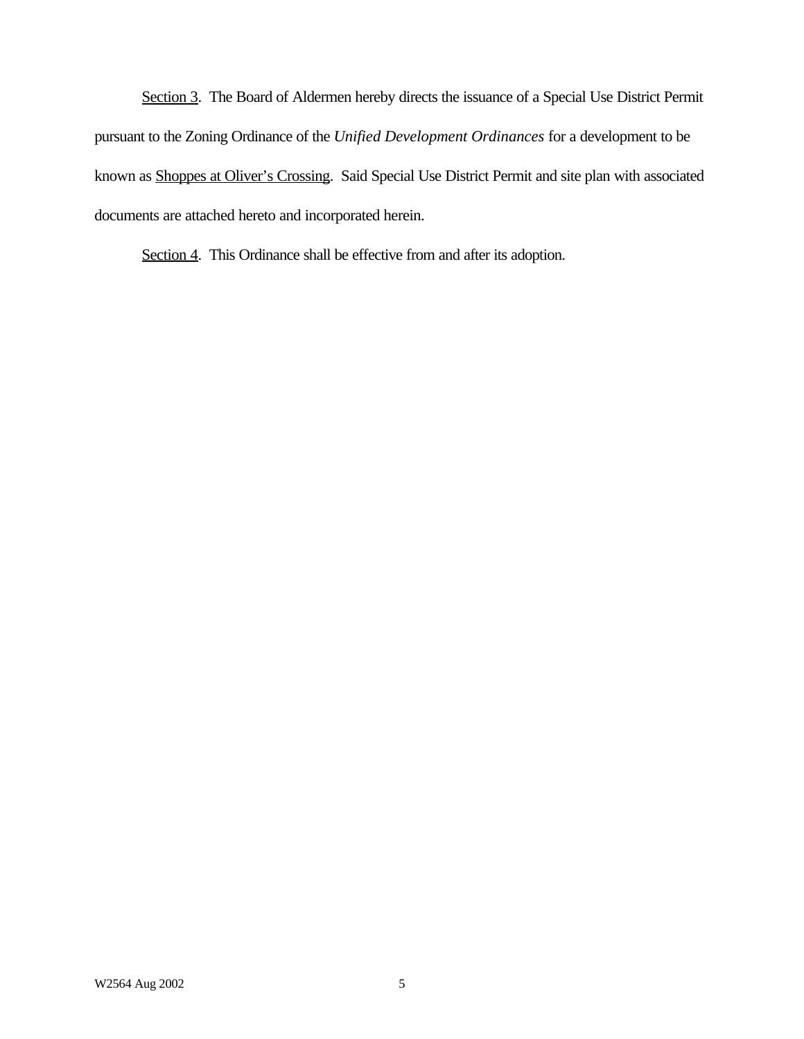Section 3. The Board of Aldermen hereby directs the issuance of a Special Use District Permit pursuant to the Zoning Ordinance of the *Unified Development Ordinances* for a development to be known as Shoppes at Oliver's Crossing. Said Special Use District Permit and site plan with associated documents are attached hereto and incorporated herein.

Section 4. This Ordinance shall be effective from and after its adoption.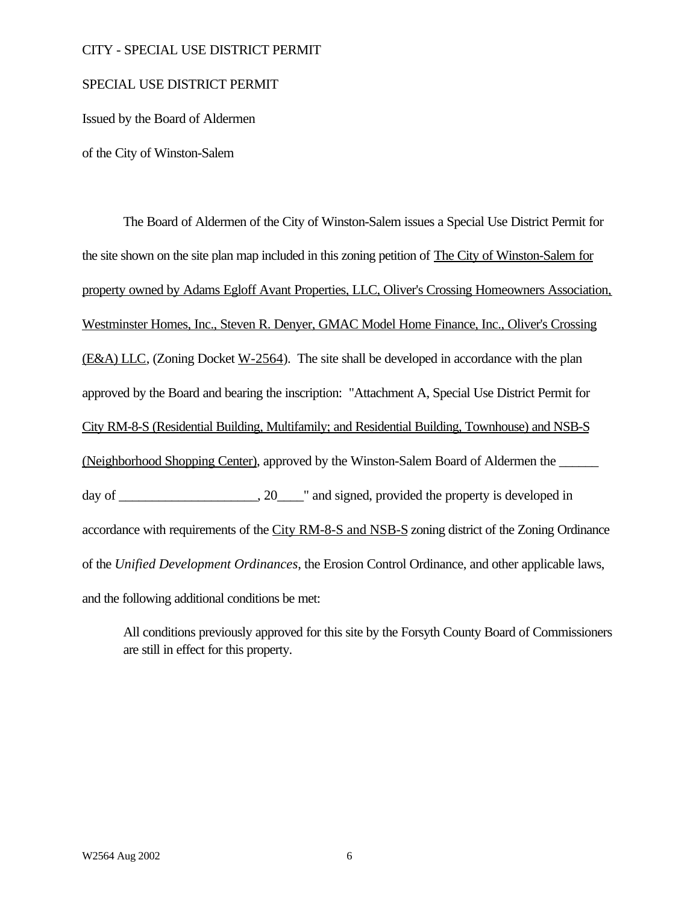CITY - SPECIAL USE DISTRICT PERMIT

SPECIAL USE DISTRICT PERMIT

Issued by the Board of Aldermen

of the City of Winston-Salem

The Board of Aldermen of the City of Winston-Salem issues a Special Use District Permit for the site shown on the site plan map included in this zoning petition of The City of Winston-Salem for property owned by Adams Egloff Avant Properties, LLC, Oliver's Crossing Homeowners Association, Westminster Homes, Inc., Steven R. Denyer, GMAC Model Home Finance, Inc., Oliver's Crossing (E&A) LLC, (Zoning Docket W-2564). The site shall be developed in accordance with the plan approved by the Board and bearing the inscription: "Attachment A, Special Use District Permit for City RM-8-S (Residential Building, Multifamily; and Residential Building, Townhouse) and NSB-S (Neighborhood Shopping Center), approved by the Winston-Salem Board of Aldermen the ______ day of ____________________, 20____" and signed, provided the property is developed in accordance with requirements of the City RM-8-S and NSB-S zoning district of the Zoning Ordinance of the *Unified Development Ordinances*, the Erosion Control Ordinance, and other applicable laws, and the following additional conditions be met:

> All conditions previously approved for this site by the Forsyth County Board of Commissioners are still in effect for this property.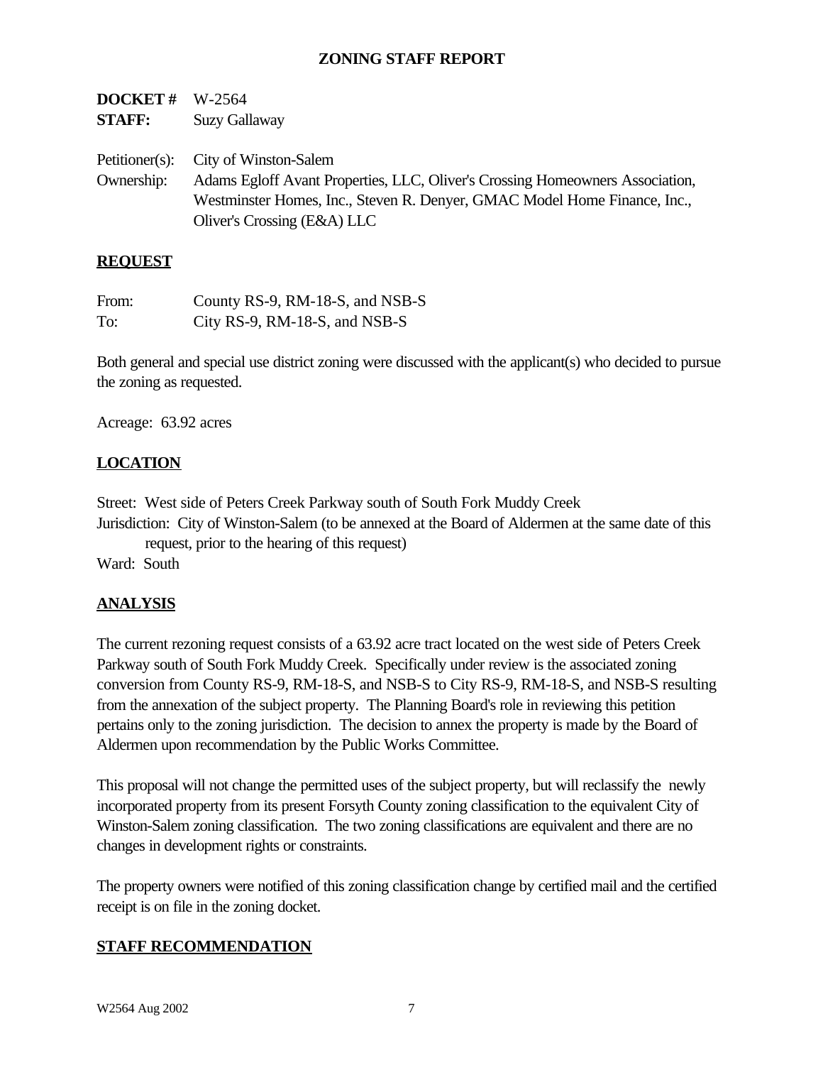## ZONING STAFF REPORT

**DOCKET #** W-2564
**STAFF:** Suzy Gallaway

Petitioner(s): City of Winston-Salem
Ownership: Adams Egloff Avant Properties, LLC, Oliver's Crossing Homeowners Association, Westminster Homes, Inc., Steven R. Denyer, GMAC Model Home Finance, Inc., Oliver's Crossing (E&A) LLC

### REQUEST

From: County RS-9, RM-18-S, and NSB-S
To: City RS-9, RM-18-S, and NSB-S

Both general and special use district zoning were discussed with the applicant(s) who decided to pursue the zoning as requested.

Acreage: 63.92 acres

### LOCATION

Street: West side of Peters Creek Parkway south of South Fork Muddy Creek
Jurisdiction: City of Winston-Salem (to be annexed at the Board of Aldermen at the same date of this request, prior to the hearing of this request)
Ward: South

### ANALYSIS

The current rezoning request consists of a 63.92 acre tract located on the west side of Peters Creek Parkway south of South Fork Muddy Creek. Specifically under review is the associated zoning conversion from County RS-9, RM-18-S, and NSB-S to City RS-9, RM-18-S, and NSB-S resulting from the annexation of the subject property. The Planning Board's role in reviewing this petition pertains only to the zoning jurisdiction. The decision to annex the property is made by the Board of Aldermen upon recommendation by the Public Works Committee.

This proposal will not change the permitted uses of the subject property, but will reclassify the newly incorporated property from its present Forsyth County zoning classification to the equivalent City of Winston-Salem zoning classification. The two zoning classifications are equivalent and there are no changes in development rights or constraints.

The property owners were notified of this zoning classification change by certified mail and the certified receipt is on file in the zoning docket.

### STAFF RECOMMENDATION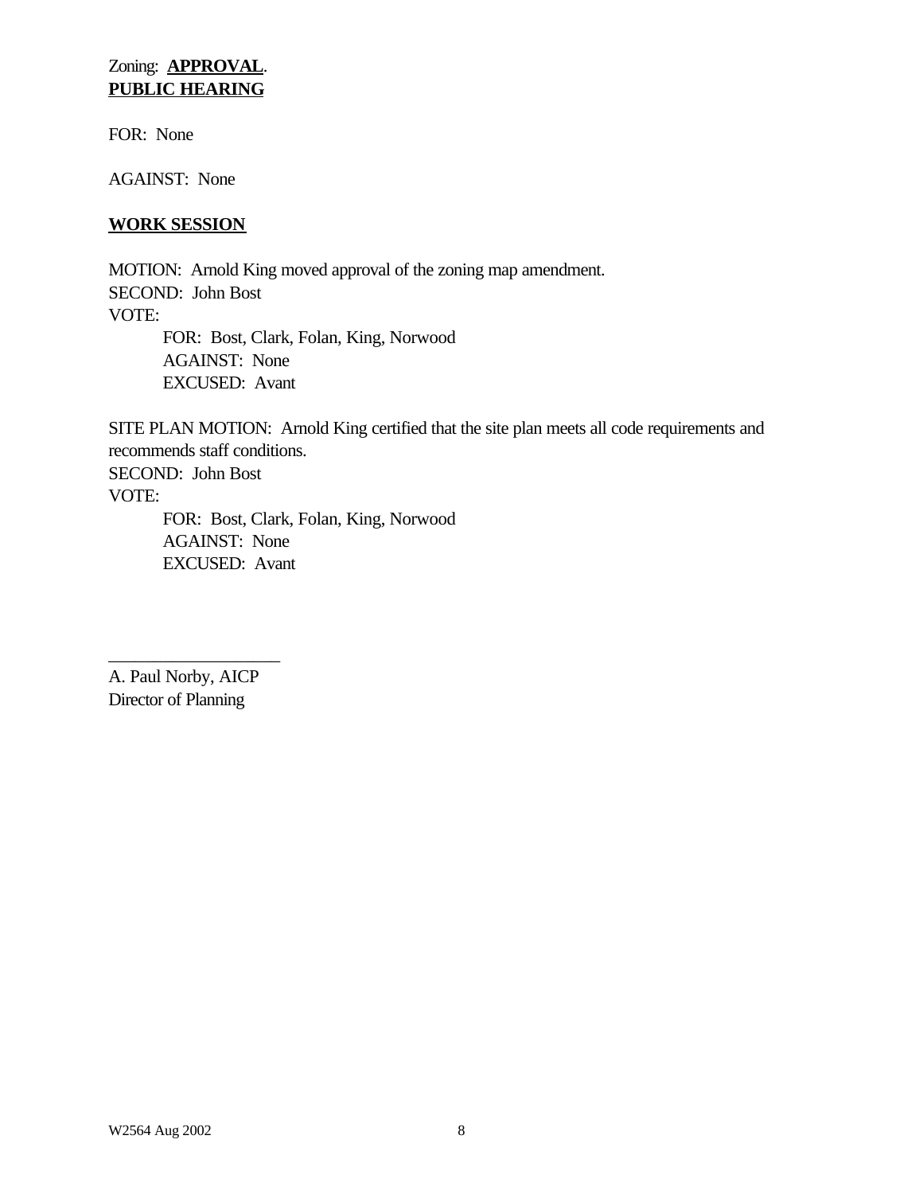Zoning: **APPROVAL**.
**PUBLIC HEARING**

FOR: None

AGAINST: None

**WORK SESSION**

MOTION: Arnold King moved approval of the zoning map amendment.
SECOND: John Bost
VOTE:
FOR: Bost, Clark, Folan, King, Norwood
AGAINST: None
EXCUSED: Avant

SITE PLAN MOTION: Arnold King certified that the site plan meets all code requirements and recommends staff conditions.
SECOND: John Bost
VOTE:
FOR: Bost, Clark, Folan, King, Norwood
AGAINST: None
EXCUSED: Avant

\_\_\_\_\_\_\_\_\_\_\_\_\_\_\_\_\_\_\_\_

A. Paul Norby, AICP
Director of Planning